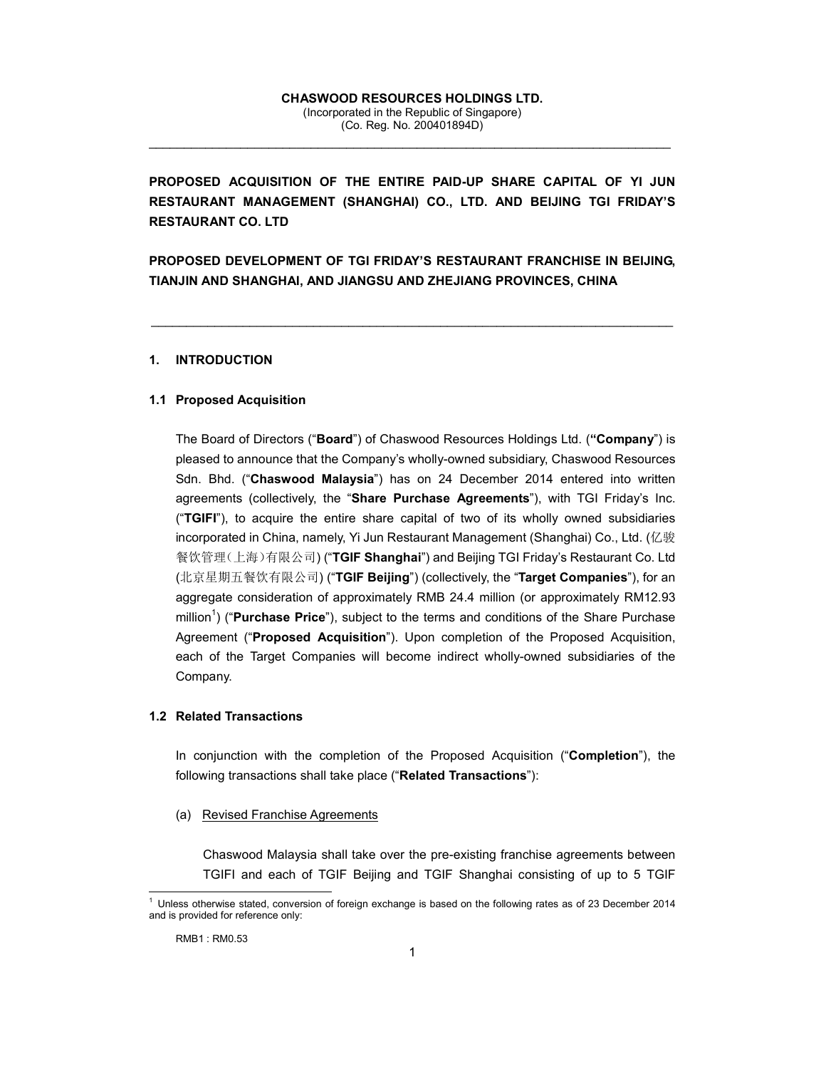**CHASWOOD RESOURCES HOLDINGS LTD.**
(Incorporated in the Republic of Singapore)
(Co. Reg. No. 200401894D)

---

**PROPOSED ACQUISITION OF THE ENTIRE PAID-UP SHARE CAPITAL OF YI JUN RESTAURANT MANAGEMENT (SHANGHAI) CO., LTD. AND BEIJING TGI FRIDAY'S RESTAURANT CO. LTD**

**PROPOSED DEVELOPMENT OF TGI FRIDAY'S RESTAURANT FRANCHISE IN BEIJING, TIANJIN AND SHANGHAI, AND JIANGSU AND ZHEJIANG PROVINCES, CHINA**

---

## 1. INTRODUCTION

### 1.1 Proposed Acquisition

The Board of Directors ("**Board**") of Chaswood Resources Holdings Ltd. (**"Company**") is pleased to announce that the Company's wholly-owned subsidiary, Chaswood Resources Sdn. Bhd. ("**Chaswood Malaysia**") has on 24 December 2014 entered into written agreements (collectively, the "**Share Purchase Agreements**"), with TGI Friday's Inc. ("**TGIFI**"), to acquire the entire share capital of two of its wholly owned subsidiaries incorporated in China, namely, Yi Jun Restaurant Management (Shanghai) Co., Ltd. (亿骏餐饮管理(上海)有限公司) ("**TGIF Shanghai**") and Beijing TGI Friday's Restaurant Co. Ltd (北京星期五餐饮有限公司) ("**TGIF Beijing**") (collectively, the "**Target Companies**"), for an aggregate consideration of approximately RMB 24.4 million (or approximately RM12.93 million[1]) ("**Purchase Price**"), subject to the terms and conditions of the Share Purchase Agreement ("**Proposed Acquisition**"). Upon completion of the Proposed Acquisition, each of the Target Companies will become indirect wholly-owned subsidiaries of the Company.

### 1.2 Related Transactions

In conjunction with the completion of the Proposed Acquisition ("**Completion**"), the following transactions shall take place ("**Related Transactions**"):

(a) Revised Franchise Agreements

Chaswood Malaysia shall take over the pre-existing franchise agreements between TGIFI and each of TGIF Beijing and TGIF Shanghai consisting of up to 5 TGIF

---

[1] Unless otherwise stated, conversion of foreign exchange is based on the following rates as of 23 December 2014 and is provided for reference only:

RMB1 : RM0.53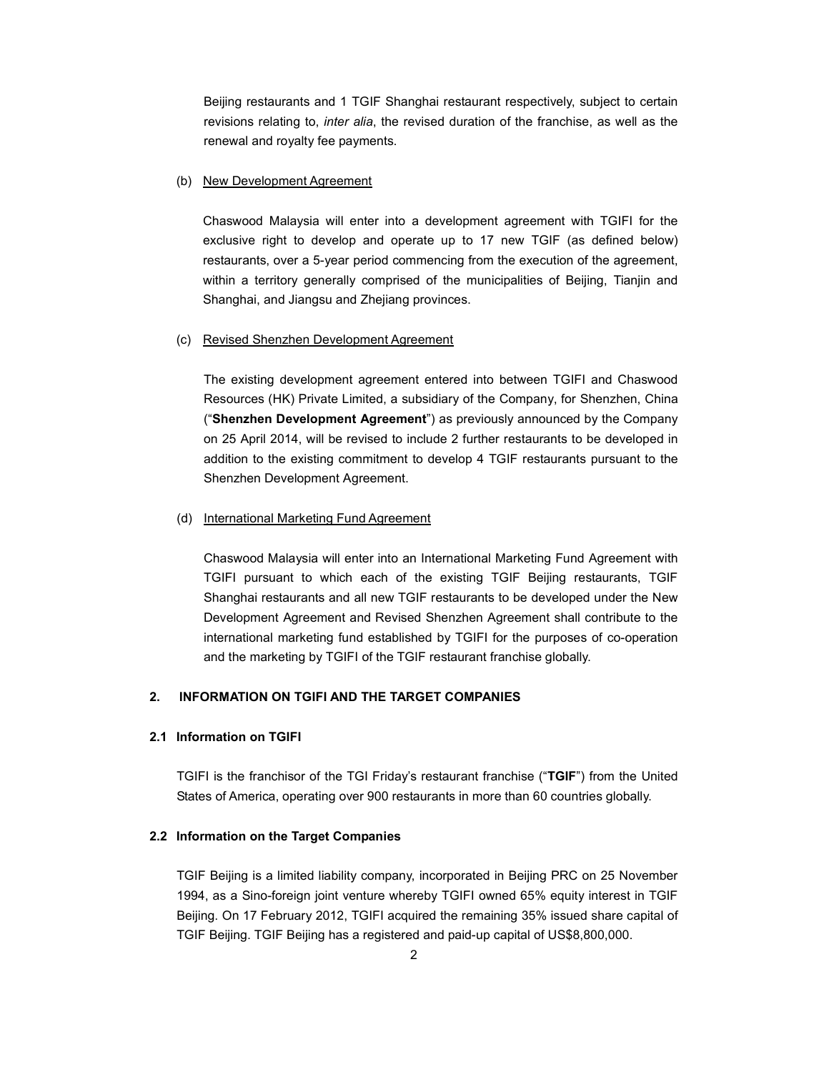Beijing restaurants and 1 TGIF Shanghai restaurant respectively, subject to certain revisions relating to, *inter alia*, the revised duration of the franchise, as well as the renewal and royalty fee payments.

(b) <u>New Development Agreement</u>

Chaswood Malaysia will enter into a development agreement with TGIFI for the exclusive right to develop and operate up to 17 new TGIF (as defined below) restaurants, over a 5-year period commencing from the execution of the agreement, within a territory generally comprised of the municipalities of Beijing, Tianjin and Shanghai, and Jiangsu and Zhejiang provinces.

(c) <u>Revised Shenzhen Development Agreement</u>

The existing development agreement entered into between TGIFI and Chaswood Resources (HK) Private Limited, a subsidiary of the Company, for Shenzhen, China ("**Shenzhen Development Agreement**") as previously announced by the Company on 25 April 2014, will be revised to include 2 further restaurants to be developed in addition to the existing commitment to develop 4 TGIF restaurants pursuant to the Shenzhen Development Agreement.

(d) <u>International Marketing Fund Agreement</u>

Chaswood Malaysia will enter into an International Marketing Fund Agreement with TGIFI pursuant to which each of the existing TGIF Beijing restaurants, TGIF Shanghai restaurants and all new TGIF restaurants to be developed under the New Development Agreement and Revised Shenzhen Agreement shall contribute to the international marketing fund established by TGIFI for the purposes of co-operation and the marketing by TGIFI of the TGIF restaurant franchise globally.

## 2. INFORMATION ON TGIFI AND THE TARGET COMPANIES

### 2.1 Information on TGIFI

TGIFI is the franchisor of the TGI Friday's restaurant franchise ("**TGIF**") from the United States of America, operating over 900 restaurants in more than 60 countries globally.

### 2.2 Information on the Target Companies

TGIF Beijing is a limited liability company, incorporated in Beijing PRC on 25 November 1994, as a Sino-foreign joint venture whereby TGIFI owned 65% equity interest in TGIF Beijing. On 17 February 2012, TGIFI acquired the remaining 35% issued share capital of TGIF Beijing. TGIF Beijing has a registered and paid-up capital of US$8,800,000.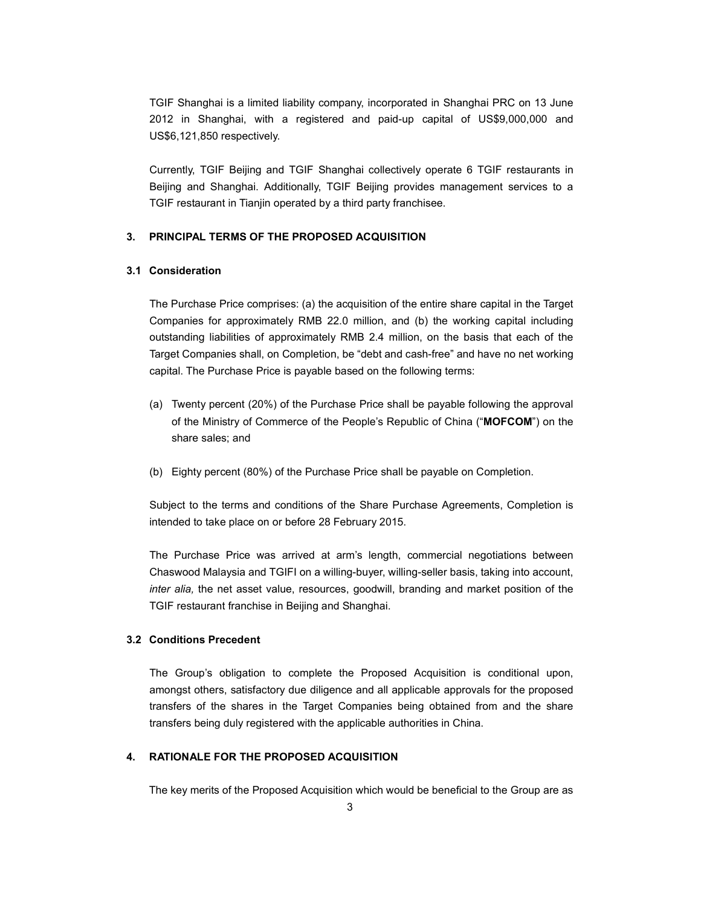TGIF Shanghai is a limited liability company, incorporated in Shanghai PRC on 13 June 2012 in Shanghai, with a registered and paid-up capital of US$9,000,000 and US$6,121,850 respectively.

Currently, TGIF Beijing and TGIF Shanghai collectively operate 6 TGIF restaurants in Beijing and Shanghai. Additionally, TGIF Beijing provides management services to a TGIF restaurant in Tianjin operated by a third party franchisee.

## 3. PRINCIPAL TERMS OF THE PROPOSED ACQUISITION

### 3.1 Consideration

The Purchase Price comprises: (a) the acquisition of the entire share capital in the Target Companies for approximately RMB 22.0 million, and (b) the working capital including outstanding liabilities of approximately RMB 2.4 million, on the basis that each of the Target Companies shall, on Completion, be "debt and cash-free" and have no net working capital. The Purchase Price is payable based on the following terms:

(a) Twenty percent (20%) of the Purchase Price shall be payable following the approval of the Ministry of Commerce of the People's Republic of China ("**MOFCOM**") on the share sales; and

(b) Eighty percent (80%) of the Purchase Price shall be payable on Completion.

Subject to the terms and conditions of the Share Purchase Agreements, Completion is intended to take place on or before 28 February 2015.

The Purchase Price was arrived at arm's length, commercial negotiations between Chaswood Malaysia and TGIFI on a willing-buyer, willing-seller basis, taking into account, *inter alia,* the net asset value, resources, goodwill, branding and market position of the TGIF restaurant franchise in Beijing and Shanghai.

### 3.2 Conditions Precedent

The Group's obligation to complete the Proposed Acquisition is conditional upon, amongst others, satisfactory due diligence and all applicable approvals for the proposed transfers of the shares in the Target Companies being obtained from and the share transfers being duly registered with the applicable authorities in China.

## 4. RATIONALE FOR THE PROPOSED ACQUISITION

The key merits of the Proposed Acquisition which would be beneficial to the Group are as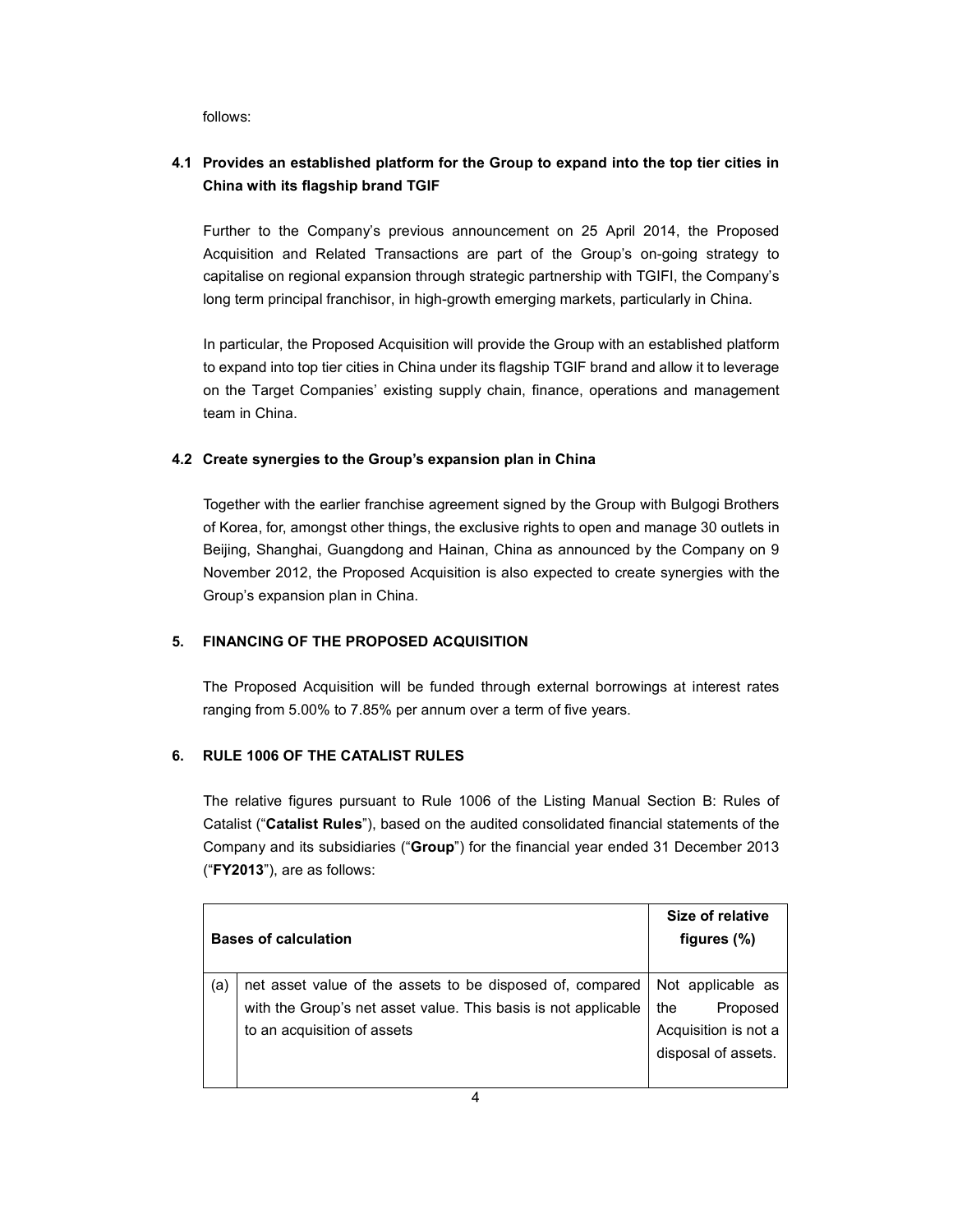follows:

### 4.1 Provides an established platform for the Group to expand into the top tier cities in China with its flagship brand TGIF

Further to the Company's previous announcement on 25 April 2014, the Proposed Acquisition and Related Transactions are part of the Group's on-going strategy to capitalise on regional expansion through strategic partnership with TGIFI, the Company's long term principal franchisor, in high-growth emerging markets, particularly in China.

In particular, the Proposed Acquisition will provide the Group with an established platform to expand into top tier cities in China under its flagship TGIF brand and allow it to leverage on the Target Companies' existing supply chain, finance, operations and management team in China.

### 4.2 Create synergies to the Group's expansion plan in China

Together with the earlier franchise agreement signed by the Group with Bulgogi Brothers of Korea, for, amongst other things, the exclusive rights to open and manage 30 outlets in Beijing, Shanghai, Guangdong and Hainan, China as announced by the Company on 9 November 2012, the Proposed Acquisition is also expected to create synergies with the Group's expansion plan in China.

## 5. FINANCING OF THE PROPOSED ACQUISITION

The Proposed Acquisition will be funded through external borrowings at interest rates ranging from 5.00% to 7.85% per annum over a term of five years.

## 6. RULE 1006 OF THE CATALIST RULES

The relative figures pursuant to Rule 1006 of the Listing Manual Section B: Rules of Catalist ("**Catalist Rules**"), based on the audited consolidated financial statements of the Company and its subsidiaries ("**Group**") for the financial year ended 31 December 2013 ("**FY2013**"), are as follows:

| | **Bases of calculation** | **Size of relative figures (%)** |
|---|---|---|
| (a) | net asset value of the assets to be disposed of, compared with the Group's net asset value. This basis is not applicable to an acquisition of assets | Not applicable as the Proposed Acquisition is not a disposal of assets. |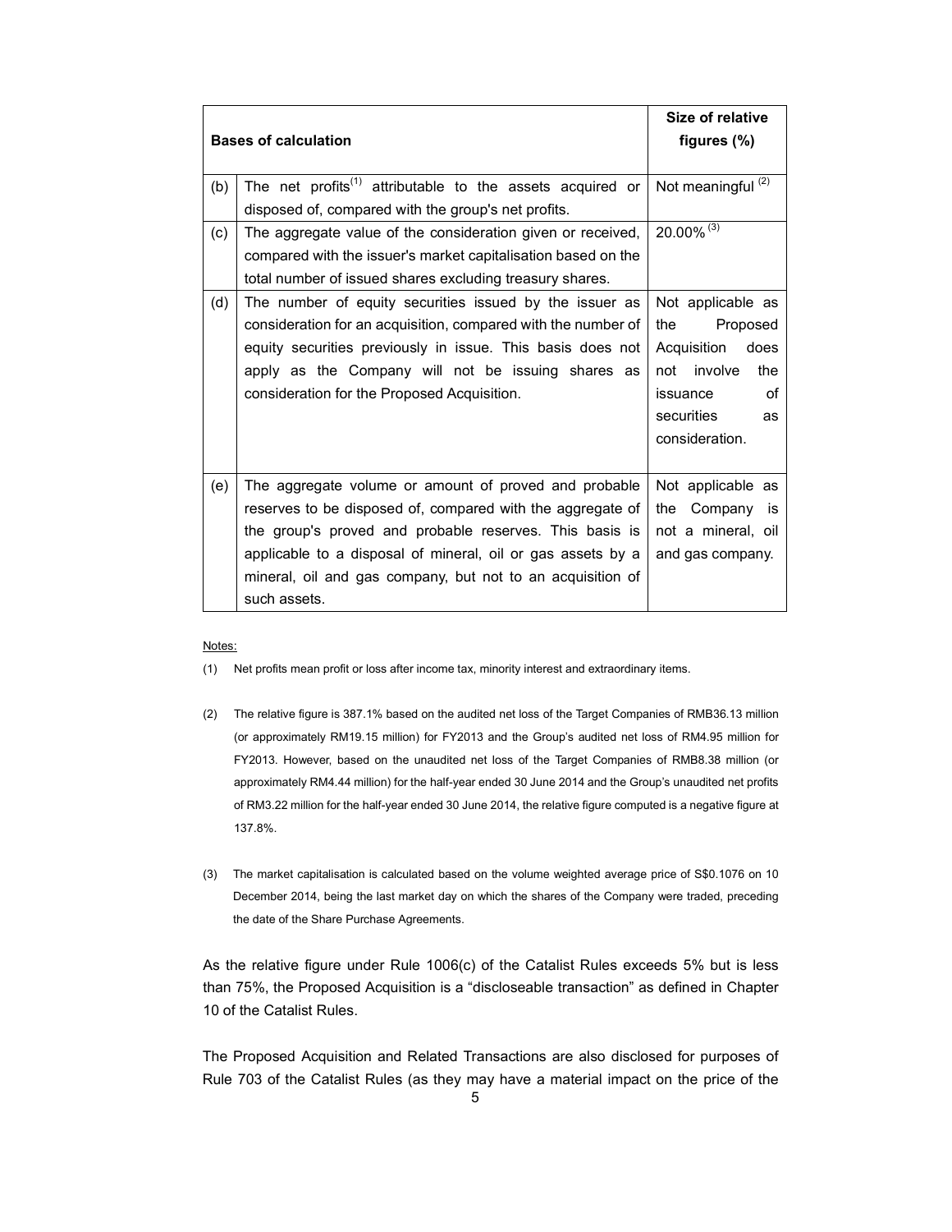| | Bases of calculation | Size of relative figures (%) |
|---|---|---|
| (b) | The net profits[1] attributable to the assets acquired or disposed of, compared with the group's net profits. | Not meaningful [2] |
| (c) | The aggregate value of the consideration given or received, compared with the issuer's market capitalisation based on the total number of issued shares excluding treasury shares. | 20.00% [3] |
| (d) | The number of equity securities issued by the issuer as consideration for an acquisition, compared with the number of equity securities previously in issue. This basis does not apply as the Company will not be issuing shares as consideration for the Proposed Acquisition. | Not applicable as the Proposed Acquisition does not involve the issuance of securities as consideration. |
| (e) | The aggregate volume or amount of proved and probable reserves to be disposed of, compared with the aggregate of the group's proved and probable reserves. This basis is applicable to a disposal of mineral, oil or gas assets by a mineral, oil and gas company, but not to an acquisition of such assets. | Not applicable as the Company is not a mineral, oil and gas company. |

Notes:

(1) Net profits mean profit or loss after income tax, minority interest and extraordinary items.

(2) The relative figure is 387.1% based on the audited net loss of the Target Companies of RMB36.13 million (or approximately RM19.15 million) for FY2013 and the Group's audited net loss of RM4.95 million for FY2013. However, based on the unaudited net loss of the Target Companies of RMB8.38 million (or approximately RM4.44 million) for the half-year ended 30 June 2014 and the Group's unaudited net profits of RM3.22 million for the half-year ended 30 June 2014, the relative figure computed is a negative figure at 137.8%.

(3) The market capitalisation is calculated based on the volume weighted average price of S$0.1076 on 10 December 2014, being the last market day on which the shares of the Company were traded, preceding the date of the Share Purchase Agreements.

As the relative figure under Rule 1006(c) of the Catalist Rules exceeds 5% but is less than 75%, the Proposed Acquisition is a "discloseable transaction" as defined in Chapter 10 of the Catalist Rules.

The Proposed Acquisition and Related Transactions are also disclosed for purposes of Rule 703 of the Catalist Rules (as they may have a material impact on the price of the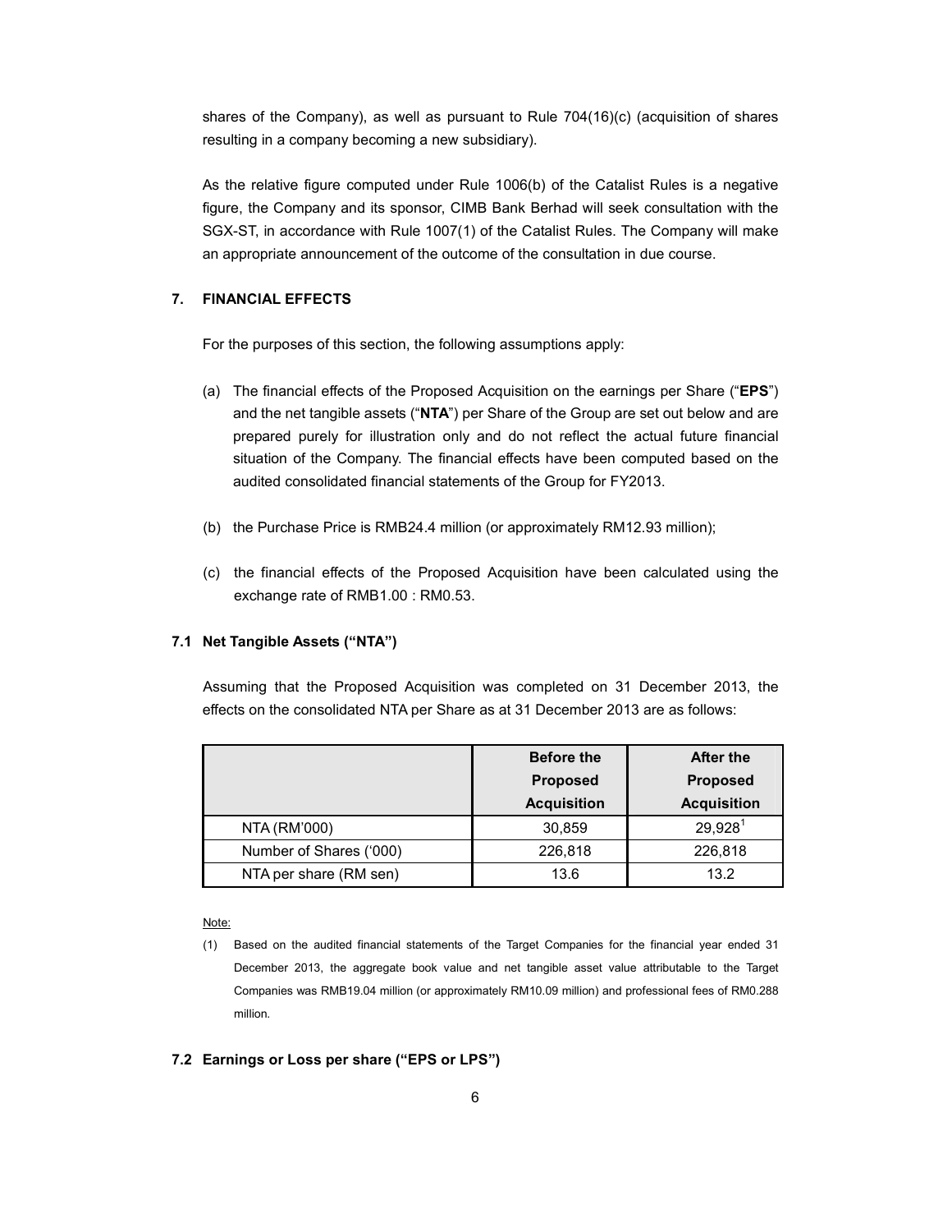shares of the Company), as well as pursuant to Rule 704(16)(c) (acquisition of shares resulting in a company becoming a new subsidiary).

As the relative figure computed under Rule 1006(b) of the Catalist Rules is a negative figure, the Company and its sponsor, CIMB Bank Berhad will seek consultation with the SGX-ST, in accordance with Rule 1007(1) of the Catalist Rules. The Company will make an appropriate announcement of the outcome of the consultation in due course.

## 7. FINANCIAL EFFECTS

For the purposes of this section, the following assumptions apply:

(a) The financial effects of the Proposed Acquisition on the earnings per Share ("**EPS**") and the net tangible assets ("**NTA**") per Share of the Group are set out below and are prepared purely for illustration only and do not reflect the actual future financial situation of the Company. The financial effects have been computed based on the audited consolidated financial statements of the Group for FY2013.

(b) the Purchase Price is RMB24.4 million (or approximately RM12.93 million);

(c) the financial effects of the Proposed Acquisition have been calculated using the exchange rate of RMB1.00 : RM0.53.

### 7.1 Net Tangible Assets ("NTA")

Assuming that the Proposed Acquisition was completed on 31 December 2013, the effects on the consolidated NTA per Share as at 31 December 2013 are as follows:

| | Before the Proposed Acquisition | After the Proposed Acquisition |
|---|---|---|
| NTA (RM'000) | 30,859 | 29,928[1] |
| Number of Shares ('000) | 226,818 | 226,818 |
| NTA per share (RM sen) | 13.6 | 13.2 |

Note:

(1) Based on the audited financial statements of the Target Companies for the financial year ended 31 December 2013, the aggregate book value and net tangible asset value attributable to the Target Companies was RMB19.04 million (or approximately RM10.09 million) and professional fees of RM0.288 million.

### 7.2 Earnings or Loss per share ("EPS or LPS")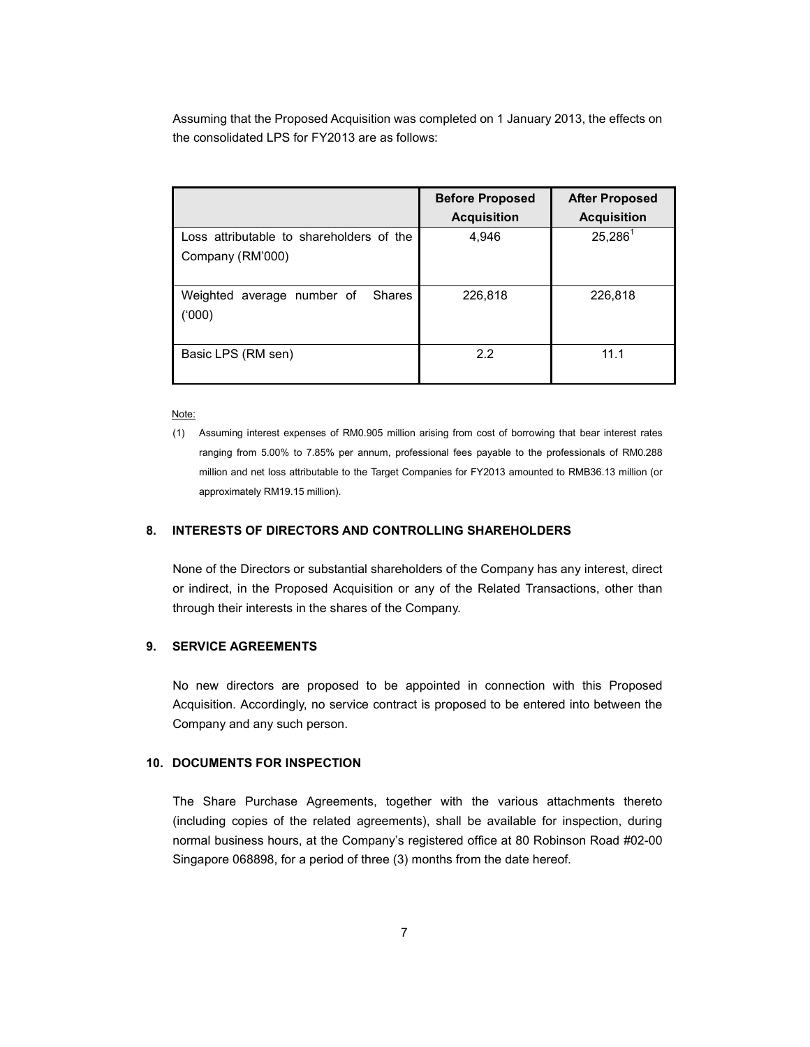Assuming that the Proposed Acquisition was completed on 1 January 2013, the effects on the consolidated LPS for FY2013 are as follows:

| | Before Proposed Acquisition | After Proposed Acquisition |
|---|---|---|
| Loss attributable to shareholders of the Company (RM'000) | 4,946 | 25,286[1] |
| Weighted average number of Shares ('000) | 226,818 | 226,818 |
| Basic LPS (RM sen) | 2.2 | 11.1 |

Note:

(1) Assuming interest expenses of RM0.905 million arising from cost of borrowing that bear interest rates ranging from 5.00% to 7.85% per annum, professional fees payable to the professionals of RM0.288 million and net loss attributable to the Target Companies for FY2013 amounted to RMB36.13 million (or approximately RM19.15 million).

## 8. INTERESTS OF DIRECTORS AND CONTROLLING SHAREHOLDERS

None of the Directors or substantial shareholders of the Company has any interest, direct or indirect, in the Proposed Acquisition or any of the Related Transactions, other than through their interests in the shares of the Company.

## 9. SERVICE AGREEMENTS

No new directors are proposed to be appointed in connection with this Proposed Acquisition. Accordingly, no service contract is proposed to be entered into between the Company and any such person.

## 10. DOCUMENTS FOR INSPECTION

The Share Purchase Agreements, together with the various attachments thereto (including copies of the related agreements), shall be available for inspection, during normal business hours, at the Company's registered office at 80 Robinson Road #02-00 Singapore 068898, for a period of three (3) months from the date hereof.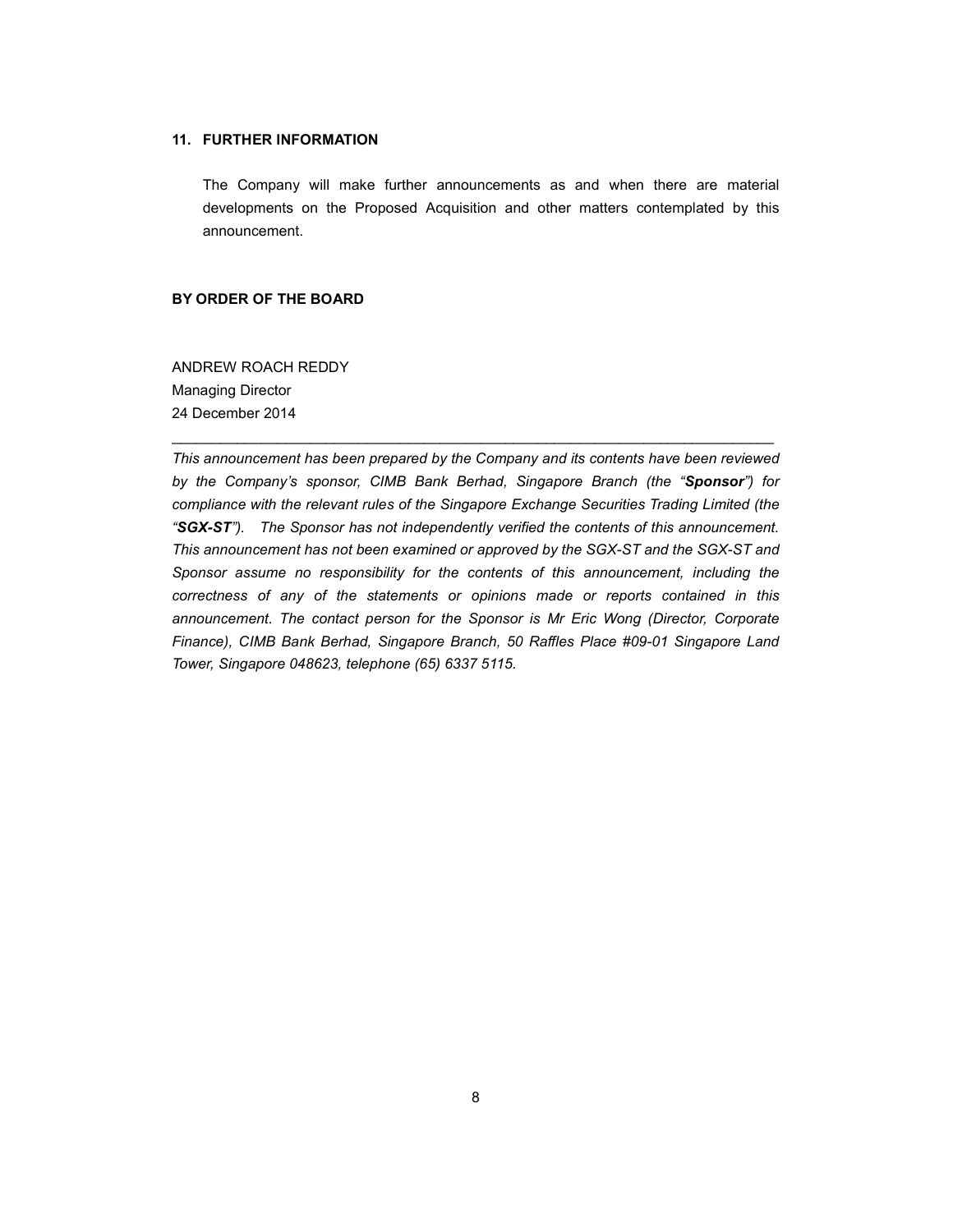## 11. FURTHER INFORMATION

The Company will make further announcements as and when there are material developments on the Proposed Acquisition and other matters contemplated by this announcement.

**BY ORDER OF THE BOARD**

ANDREW ROACH REDDY
Managing Director
24 December 2014

---

*This announcement has been prepared by the Company and its contents have been reviewed by the Company's sponsor, CIMB Bank Berhad, Singapore Branch (the "**Sponsor**") for compliance with the relevant rules of the Singapore Exchange Securities Trading Limited (the "**SGX-ST**"). The Sponsor has not independently verified the contents of this announcement. This announcement has not been examined or approved by the SGX-ST and the SGX-ST and Sponsor assume no responsibility for the contents of this announcement, including the correctness of any of the statements or opinions made or reports contained in this announcement. The contact person for the Sponsor is Mr Eric Wong (Director, Corporate Finance), CIMB Bank Berhad, Singapore Branch, 50 Raffles Place #09-01 Singapore Land Tower, Singapore 048623, telephone (65) 6337 5115.*